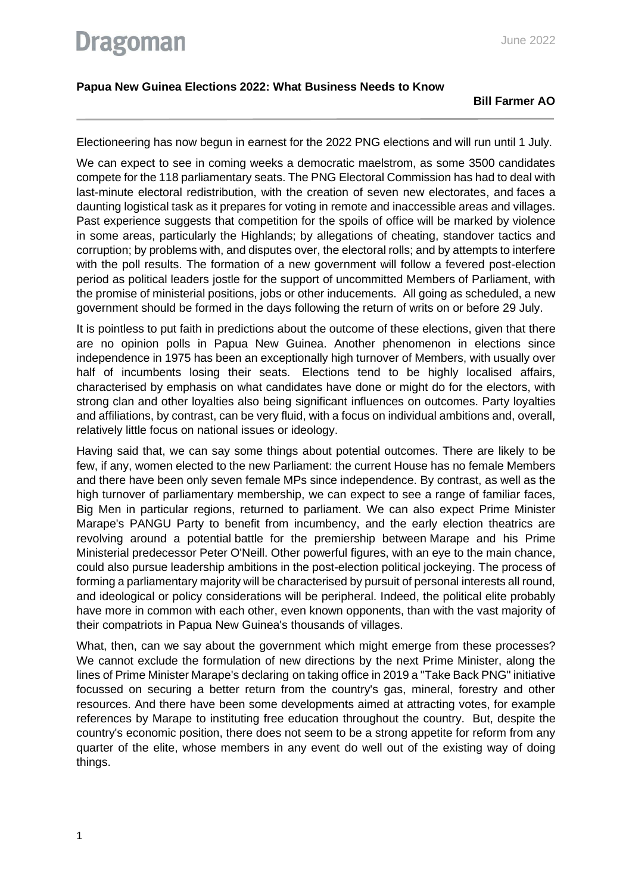**Papua New Guinea Elections 2022: What Business Needs to Know**

**Bill Farmer AO**

Electioneering has now begun in earnest for the 2022 PNG elections and will run until 1 July.

We can expect to see in coming weeks a democratic maelstrom, as some 3500 candidates compete for the 118 parliamentary seats. The PNG Electoral Commission has had to deal with last-minute electoral redistribution, with the creation of seven new electorates, and faces a daunting logistical task as it prepares for voting in remote and inaccessible areas and villages. Past experience suggests that competition for the spoils of office will be marked by violence in some areas, particularly the Highlands; by allegations of cheating, standover tactics and corruption; by problems with, and disputes over, the electoral rolls; and by attempts to interfere with the poll results. The formation of a new government will follow a fevered post-election period as political leaders jostle for the support of uncommitted Members of Parliament, with the promise of ministerial positions, jobs or other inducements. All going as scheduled, a new government should be formed in the days following the return of writs on or before 29 July.

It is pointless to put faith in predictions about the outcome of these elections, given that there are no opinion polls in Papua New Guinea. Another phenomenon in elections since independence in 1975 has been an exceptionally high turnover of Members, with usually over half of incumbents losing their seats. Elections tend to be highly localised affairs, characterised by emphasis on what candidates have done or might do for the electors, with strong clan and other loyalties also being significant influences on outcomes. Party loyalties and affiliations, by contrast, can be very fluid, with a focus on individual ambitions and, overall, relatively little focus on national issues or ideology.

Having said that, we can say some things about potential outcomes. There are likely to be few, if any, women elected to the new Parliament: the current House has no female Members and there have been only seven female MPs since independence. By contrast, as well as the high turnover of parliamentary membership, we can expect to see a range of familiar faces, Big Men in particular regions, returned to parliament. We can also expect Prime Minister Marape's PANGU Party to benefit from incumbency, and the early election theatrics are revolving around a potential battle for the premiership between Marape and his Prime Ministerial predecessor Peter O'Neill. Other powerful figures, with an eye to the main chance, could also pursue leadership ambitions in the post-election political jockeying. The process of forming a parliamentary majority will be characterised by pursuit of personal interests all round, and ideological or policy considerations will be peripheral. Indeed, the political elite probably have more in common with each other, even known opponents, than with the vast majority of their compatriots in Papua New Guinea's thousands of villages.

What, then, can we say about the government which might emerge from these processes? We cannot exclude the formulation of new directions by the next Prime Minister, along the lines of Prime Minister Marape's declaring on taking office in 2019 a "Take Back PNG" initiative focussed on securing a better return from the country's gas, mineral, forestry and other resources. And there have been some developments aimed at attracting votes, for example references by Marape to instituting free education throughout the country. But, despite the country's economic position, there does not seem to be a strong appetite for reform from any quarter of the elite, whose members in any event do well out of the existing way of doing things.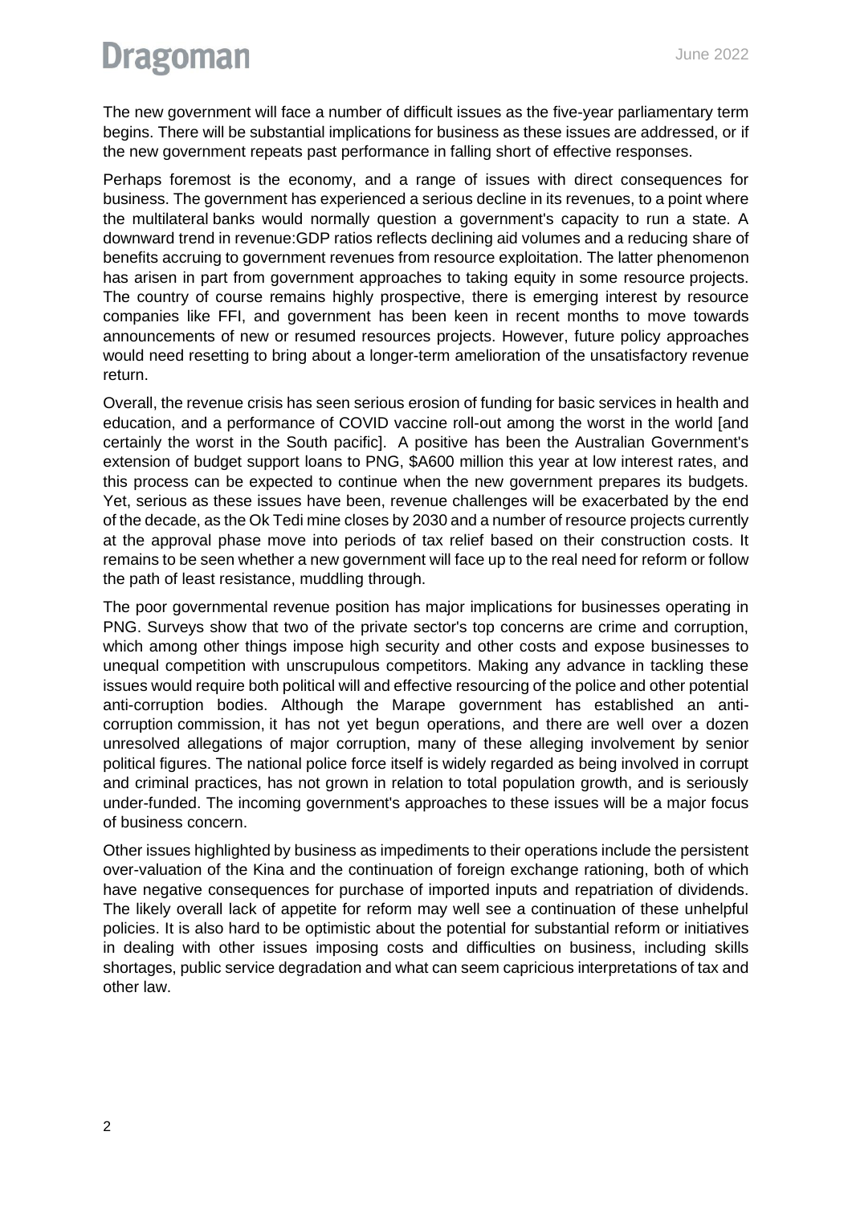The new government will face a number of difficult issues as the five-year parliamentary term begins. There will be substantial implications for business as these issues are addressed, or if the new government repeats past performance in falling short of effective responses.

Perhaps foremost is the economy, and a range of issues with direct consequences for business. The government has experienced a serious decline in its revenues, to a point where the multilateral banks would normally question a government's capacity to run a state. A downward trend in revenue:GDP ratios reflects declining aid volumes and a reducing share of benefits accruing to government revenues from resource exploitation. The latter phenomenon has arisen in part from government approaches to taking equity in some resource projects. The country of course remains highly prospective, there is emerging interest by resource companies like FFI, and government has been keen in recent months to move towards announcements of new or resumed resources projects. However, future policy approaches would need resetting to bring about a longer-term amelioration of the unsatisfactory revenue return.

Overall, the revenue crisis has seen serious erosion of funding for basic services in health and education, and a performance of COVID vaccine roll-out among the worst in the world [and certainly the worst in the South pacific]. A positive has been the Australian Government's extension of budget support loans to PNG, $A600 million this year at low interest rates, and this process can be expected to continue when the new government prepares its budgets. Yet, serious as these issues have been, revenue challenges will be exacerbated by the end of the decade, as the Ok Tedi mine closes by 2030 and a number of resource projects currently at the approval phase move into periods of tax relief based on their construction costs. It remains to be seen whether a new government will face up to the real need for reform or follow the path of least resistance, muddling through.

The poor governmental revenue position has major implications for businesses operating in PNG. Surveys show that two of the private sector's top concerns are crime and corruption, which among other things impose high security and other costs and expose businesses to unequal competition with unscrupulous competitors. Making any advance in tackling these issues would require both political will and effective resourcing of the police and other potential anti-corruption bodies. Although the Marape government has established an anti-corruption commission, it has not yet begun operations, and there are well over a dozen unresolved allegations of major corruption, many of these alleging involvement by senior political figures. The national police force itself is widely regarded as being involved in corrupt and criminal practices, has not grown in relation to total population growth, and is seriously under-funded. The incoming government's approaches to these issues will be a major focus of business concern.

Other issues highlighted by business as impediments to their operations include the persistent over-valuation of the Kina and the continuation of foreign exchange rationing, both of which have negative consequences for purchase of imported inputs and repatriation of dividends. The likely overall lack of appetite for reform may well see a continuation of these unhelpful policies. It is also hard to be optimistic about the potential for substantial reform or initiatives in dealing with other issues imposing costs and difficulties on business, including skills shortages, public service degradation and what can seem capricious interpretations of tax and other law.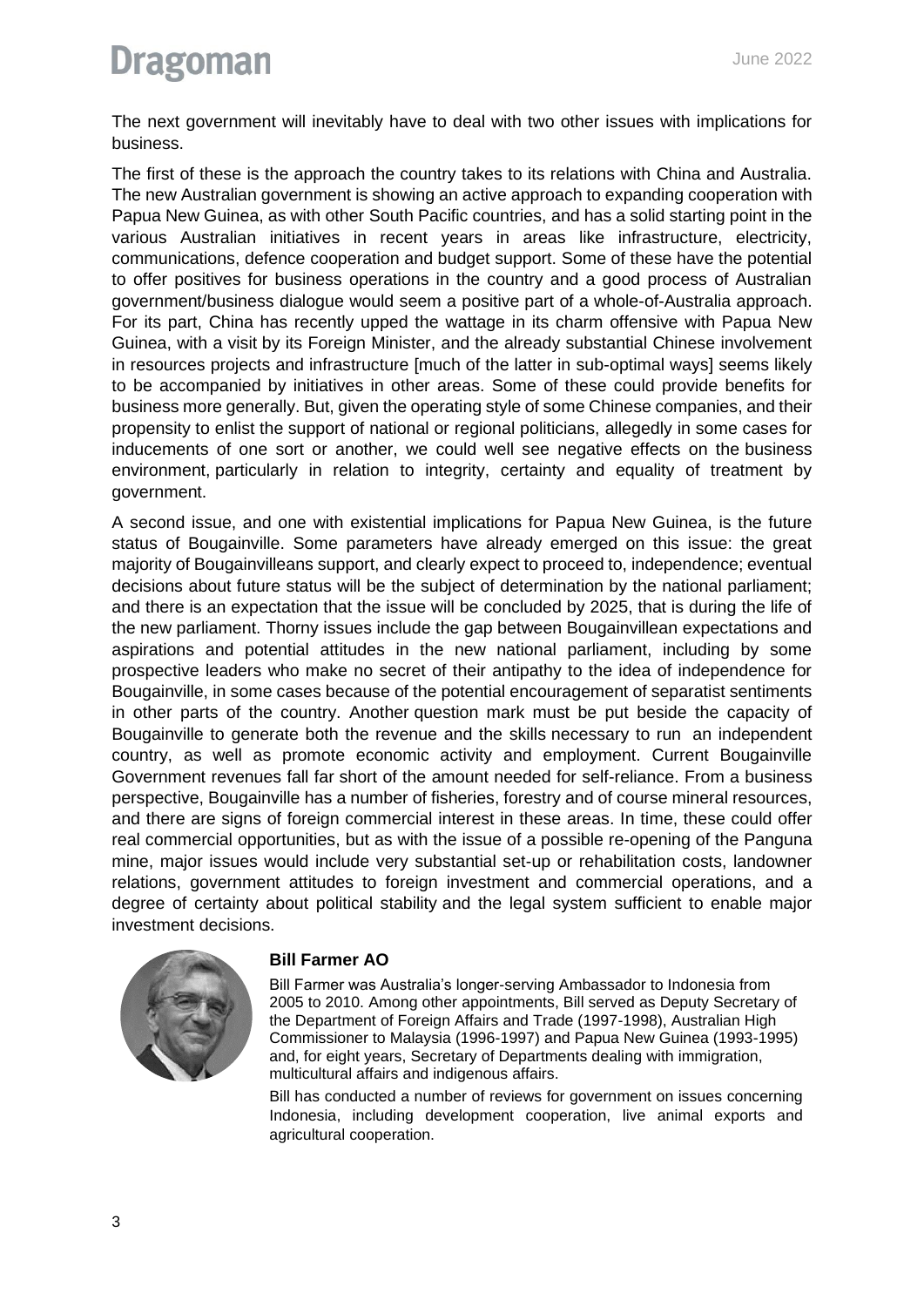The next government will inevitably have to deal with two other issues with implications for business.

The first of these is the approach the country takes to its relations with China and Australia. The new Australian government is showing an active approach to expanding cooperation with Papua New Guinea, as with other South Pacific countries, and has a solid starting point in the various Australian initiatives in recent years in areas like infrastructure, electricity, communications, defence cooperation and budget support. Some of these have the potential to offer positives for business operations in the country and a good process of Australian government/business dialogue would seem a positive part of a whole-of-Australia approach. For its part, China has recently upped the wattage in its charm offensive with Papua New Guinea, with a visit by its Foreign Minister, and the already substantial Chinese involvement in resources projects and infrastructure [much of the latter in sub-optimal ways] seems likely to be accompanied by initiatives in other areas. Some of these could provide benefits for business more generally. But, given the operating style of some Chinese companies, and their propensity to enlist the support of national or regional politicians, allegedly in some cases for inducements of one sort or another, we could well see negative effects on the business environment, particularly in relation to integrity, certainty and equality of treatment by government.

A second issue, and one with existential implications for Papua New Guinea, is the future status of Bougainville. Some parameters have already emerged on this issue: the great majority of Bougainvilleans support, and clearly expect to proceed to, independence; eventual decisions about future status will be the subject of determination by the national parliament; and there is an expectation that the issue will be concluded by 2025, that is during the life of the new parliament. Thorny issues include the gap between Bougainvillean expectations and aspirations and potential attitudes in the new national parliament, including by some prospective leaders who make no secret of their antipathy to the idea of independence for Bougainville, in some cases because of the potential encouragement of separatist sentiments in other parts of the country. Another question mark must be put beside the capacity of Bougainville to generate both the revenue and the skills necessary to run an independent country, as well as promote economic activity and employment. Current Bougainville Government revenues fall far short of the amount needed for self-reliance. From a business perspective, Bougainville has a number of fisheries, forestry and of course mineral resources, and there are signs of foreign commercial interest in these areas. In time, these could offer real commercial opportunities, but as with the issue of a possible re-opening of the Panguna mine, major issues would include very substantial set-up or rehabilitation costs, landowner relations, government attitudes to foreign investment and commercial operations, and a degree of certainty about political stability and the legal system sufficient to enable major investment decisions.

**Bill Farmer AO**

Bill Farmer was Australia's longer-serving Ambassador to Indonesia from 2005 to 2010. Among other appointments, Bill served as Deputy Secretary of the Department of Foreign Affairs and Trade (1997-1998), Australian High Commissioner to Malaysia (1996-1997) and Papua New Guinea (1993-1995) and, for eight years, Secretary of Departments dealing with immigration, multicultural affairs and indigenous affairs.

Bill has conducted a number of reviews for government on issues concerning Indonesia, including development cooperation, live animal exports and agricultural cooperation.